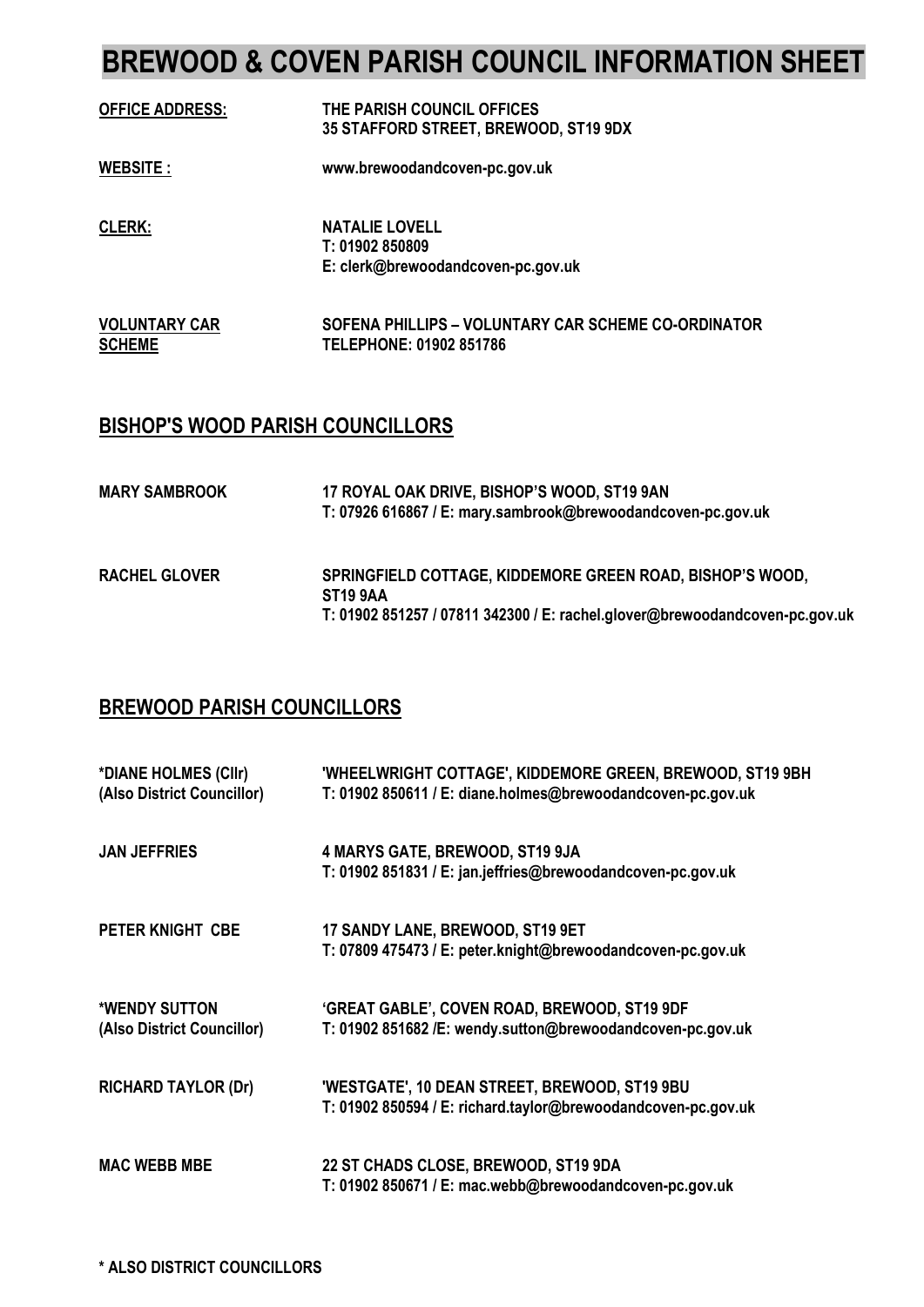# BREWOOD & COVEN PARISH COUNCIL INFORMATION SHEET

| | |
|---|---|
| **OFFICE ADDRESS:** | **THE PARISH COUNCIL OFFICES**<br>**35 STAFFORD STREET, BREWOOD, ST19 9DX** |
| **WEBSITE :** | **www.brewoodandcoven-pc.gov.uk** |
| **CLERK:** | **NATALIE LOVELL**<br>**T: 01902 850809**<br>**E: clerk@brewoodandcoven-pc.gov.uk** |
| **VOLUNTARY CAR SCHEME** | **SOFENA PHILLIPS – VOLUNTARY CAR SCHEME CO-ORDINATOR**<br>**TELEPHONE: 01902 851786** |

## BISHOP'S WOOD PARISH COUNCILLORS

| | |
|---|---|
| **MARY SAMBROOK** | **17 ROYAL OAK DRIVE, BISHOP'S WOOD, ST19 9AN**<br>**T: 07926 616867 / E: mary.sambrook@brewoodandcoven-pc.gov.uk** |
| **RACHEL GLOVER** | **SPRINGFIELD COTTAGE, KIDDEMORE GREEN ROAD, BISHOP'S WOOD, ST19 9AA**<br>**T: 01902 851257 / 07811 342300 / E: rachel.glover@brewoodandcoven-pc.gov.uk** |

## BREWOOD PARISH COUNCILLORS

| | |
|---|---|
| **\*DIANE HOLMES (Cllr)**<br>**(Also District Councillor)** | **'WHEELWRIGHT COTTAGE', KIDDEMORE GREEN, BREWOOD, ST19 9BH**<br>**T: 01902 850611 / E: diane.holmes@brewoodandcoven-pc.gov.uk** |
| **JAN JEFFRIES** | **4 MARYS GATE, BREWOOD, ST19 9JA**<br>**T: 01902 851831 / E: jan.jeffries@brewoodandcoven-pc.gov.uk** |
| **PETER KNIGHT CBE** | **17 SANDY LANE, BREWOOD, ST19 9ET**<br>**T: 07809 475473 / E: peter.knight@brewoodandcoven-pc.gov.uk** |
| **\*WENDY SUTTON**<br>**(Also District Councillor)** | **'GREAT GABLE', COVEN ROAD, BREWOOD, ST19 9DF**<br>**T: 01902 851682 /E: wendy.sutton@brewoodandcoven-pc.gov.uk** |
| **RICHARD TAYLOR (Dr)** | **'WESTGATE', 10 DEAN STREET, BREWOOD, ST19 9BU**<br>**T: 01902 850594 / E: richard.taylor@brewoodandcoven-pc.gov.uk** |
| **MAC WEBB MBE** | **22 ST CHADS CLOSE, BREWOOD, ST19 9DA**<br>**T: 01902 850671 / E: mac.webb@brewoodandcoven-pc.gov.uk** |

**\* ALSO DISTRICT COUNCILLORS**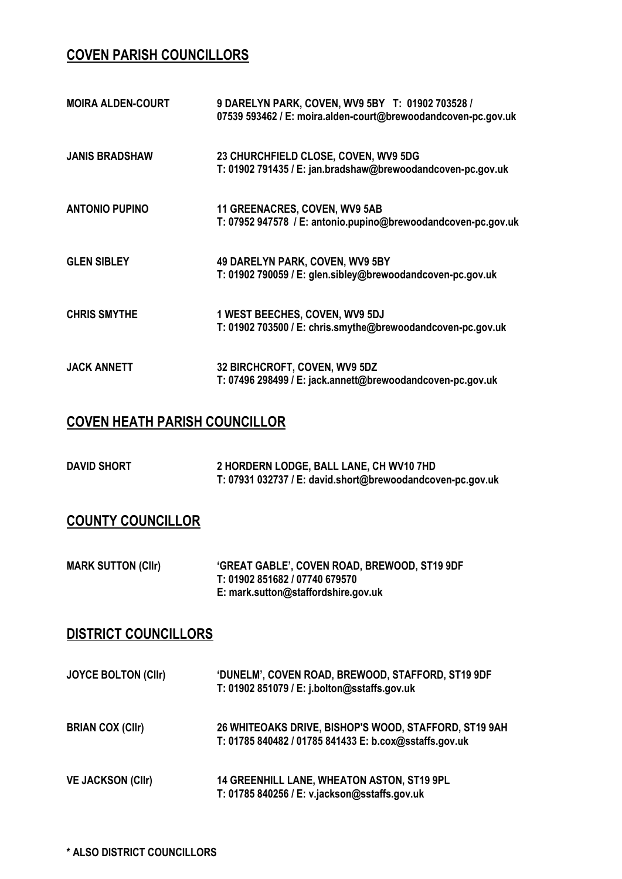## COVEN PARISH COUNCILLORS

| | |
|---|---|
| **MOIRA ALDEN-COURT** | **9 DARELYN PARK, COVEN, WV9 5BY T: 01902 703528 / 07539 593462 / E: moira.alden-court@brewoodandcoven-pc.gov.uk** |
| **JANIS BRADSHAW** | **23 CHURCHFIELD CLOSE, COVEN, WV9 5DG T: 01902 791435 / E: jan.bradshaw@brewoodandcoven-pc.gov.uk** |
| **ANTONIO PUPINO** | **11 GREENACRES, COVEN, WV9 5AB T: 07952 947578 / E: antonio.pupino@brewoodandcoven-pc.gov.uk** |
| **GLEN SIBLEY** | **49 DARELYN PARK, COVEN, WV9 5BY T: 01902 790059 / E: glen.sibley@brewoodandcoven-pc.gov.uk** |
| **CHRIS SMYTHE** | **1 WEST BEECHES, COVEN, WV9 5DJ T: 01902 703500 / E: chris.smythe@brewoodandcoven-pc.gov.uk** |
| **JACK ANNETT** | **32 BIRCHCROFT, COVEN, WV9 5DZ T: 07496 298499 / E: jack.annett@brewoodandcoven-pc.gov.uk** |

## COVEN HEATH PARISH COUNCILLOR

| | |
|---|---|
| **DAVID SHORT** | **2 HORDERN LODGE, BALL LANE, CH WV10 7HD T: 07931 032737 / E: david.short@brewoodandcoven-pc.gov.uk** |

## COUNTY COUNCILLOR

| | |
|---|---|
| **MARK SUTTON (Cllr)** | **'GREAT GABLE', COVEN ROAD, BREWOOD, ST19 9DF T: 01902 851682 / 07740 679570 E: mark.sutton@staffordshire.gov.uk** |

## DISTRICT COUNCILLORS

| | |
|---|---|
| **JOYCE BOLTON (Cllr)** | **'DUNELM', COVEN ROAD, BREWOOD, STAFFORD, ST19 9DF T: 01902 851079 / E: j.bolton@sstaffs.gov.uk** |
| **BRIAN COX (Cllr)** | **26 WHITEOAKS DRIVE, BISHOP'S WOOD, STAFFORD, ST19 9AH T: 01785 840482 / 01785 841433 E: b.cox@sstaffs.gov.uk** |
| **VE JACKSON (Cllr)** | **14 GREENHILL LANE, WHEATON ASTON, ST19 9PL T: 01785 840256 / E: v.jackson@sstaffs.gov.uk** |

**\* ALSO DISTRICT COUNCILLORS**